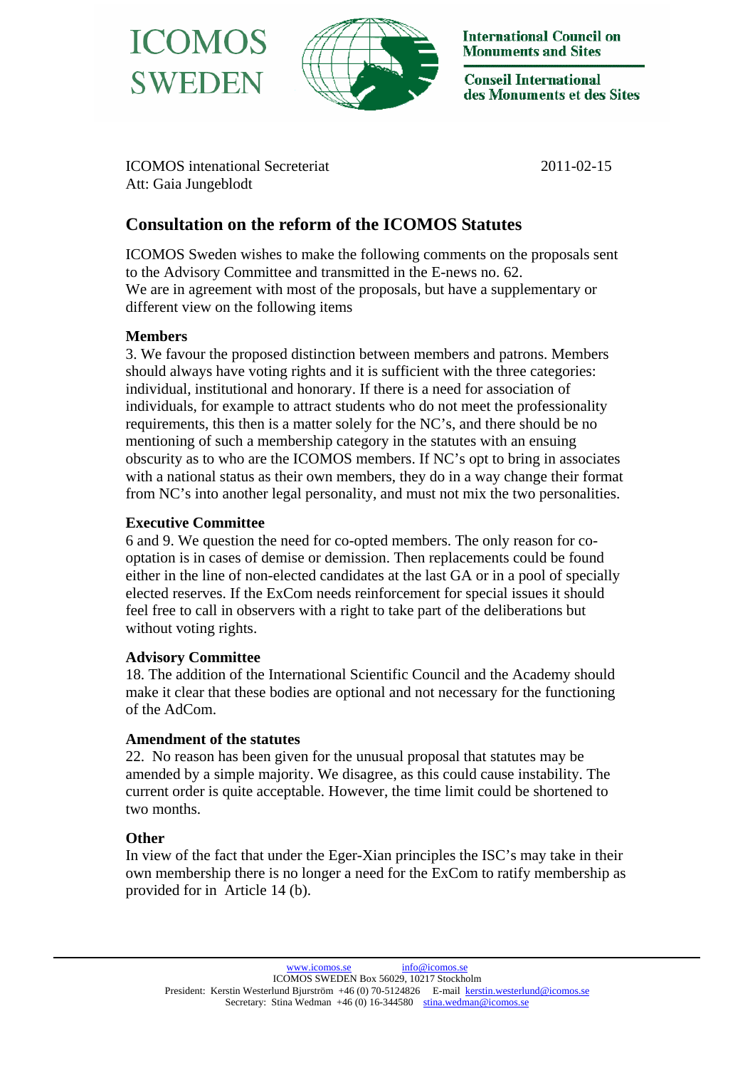ICOMOS SWEDEN

International Council on Monuments and Sites

Conseil International des Monuments et des Sites

ICOMOS intenational Secreteriat
Att: Gaia Jungeblodt

2011-02-15

## Consultation on the reform of the ICOMOS Statutes

ICOMOS Sweden wishes to make the following comments on the proposals sent to the Advisory Committee and transmitted in the E-news no. 62.
We are in agreement with most of the proposals, but have a supplementary or different view on the following items

**Members**
3. We favour the proposed distinction between members and patrons. Members should always have voting rights and it is sufficient with the three categories: individual, institutional and honorary. If there is a need for association of individuals, for example to attract students who do not meet the professionality requirements, this then is a matter solely for the NC's, and there should be no mentioning of such a membership category in the statutes with an ensuing obscurity as to who are the ICOMOS members. If NC's opt to bring in associates with a national status as their own members, they do in a way change their format from NC's into another legal personality, and must not mix the two personalities.

**Executive Committee**
6 and 9. We question the need for co-opted members. The only reason for co-optation is in cases of demise or demission. Then replacements could be found either in the line of non-elected candidates at the last GA or in a pool of specially elected reserves. If the ExCom needs reinforcement for special issues it should feel free to call in observers with a right to take part of the deliberations but without voting rights.

**Advisory Committee**
18. The addition of the International Scientific Council and the Academy should make it clear that these bodies are optional and not necessary for the functioning of the AdCom.

**Amendment of the statutes**
22. No reason has been given for the unusual proposal that statutes may be amended by a simple majority. We disagree, as this could cause instability. The current order is quite acceptable. However, the time limit could be shortened to two months.

**Other**
In view of the fact that under the Eger-Xian principles the ISC's may take in their own membership there is no longer a need for the ExCom to ratify membership as provided for in Article 14 (b).

www.icomos.se info@icomos.se
ICOMOS SWEDEN Box 56029, 10217 Stockholm
President: Kerstin Westerlund Bjurström +46 (0) 70-5124826 E-mail kerstin.westerlund@icomos.se
Secretary: Stina Wedman +46 (0) 16-344580 stina.wedman@icomos.se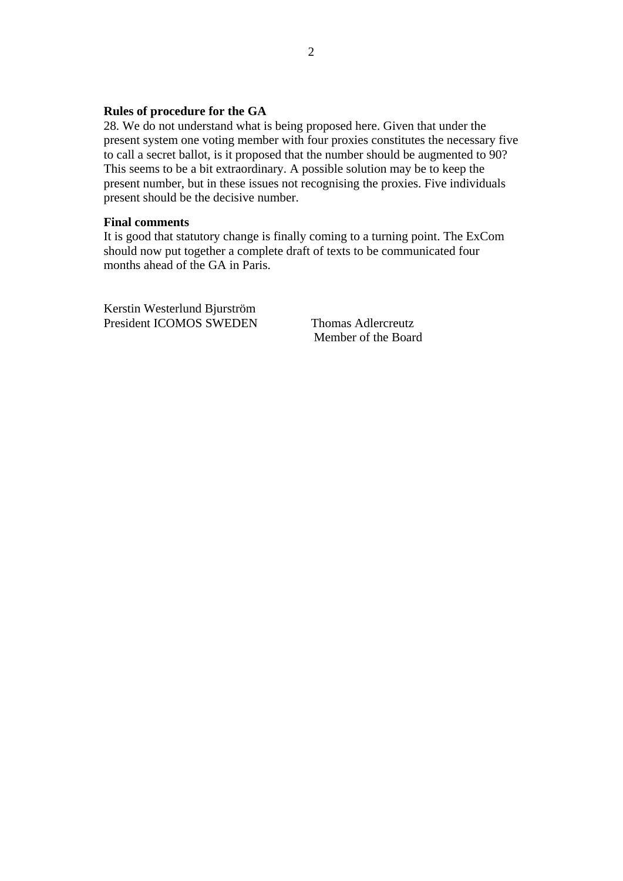**Rules of procedure for the GA**

28. We do not understand what is being proposed here. Given that under the present system one voting member with four proxies constitutes the necessary five to call a secret ballot, is it proposed that the number should be augmented to 90? This seems to be a bit extraordinary. A possible solution may be to keep the present number, but in these issues not recognising the proxies. Five individuals present should be the decisive number.

**Final comments**

It is good that statutory change is finally coming to a turning point. The ExCom should now put together a complete draft of texts to be communicated four months ahead of the GA in Paris.

Kerstin Westerlund Bjurström
President ICOMOS SWEDEN

Thomas Adlercreutz
Member of the Board